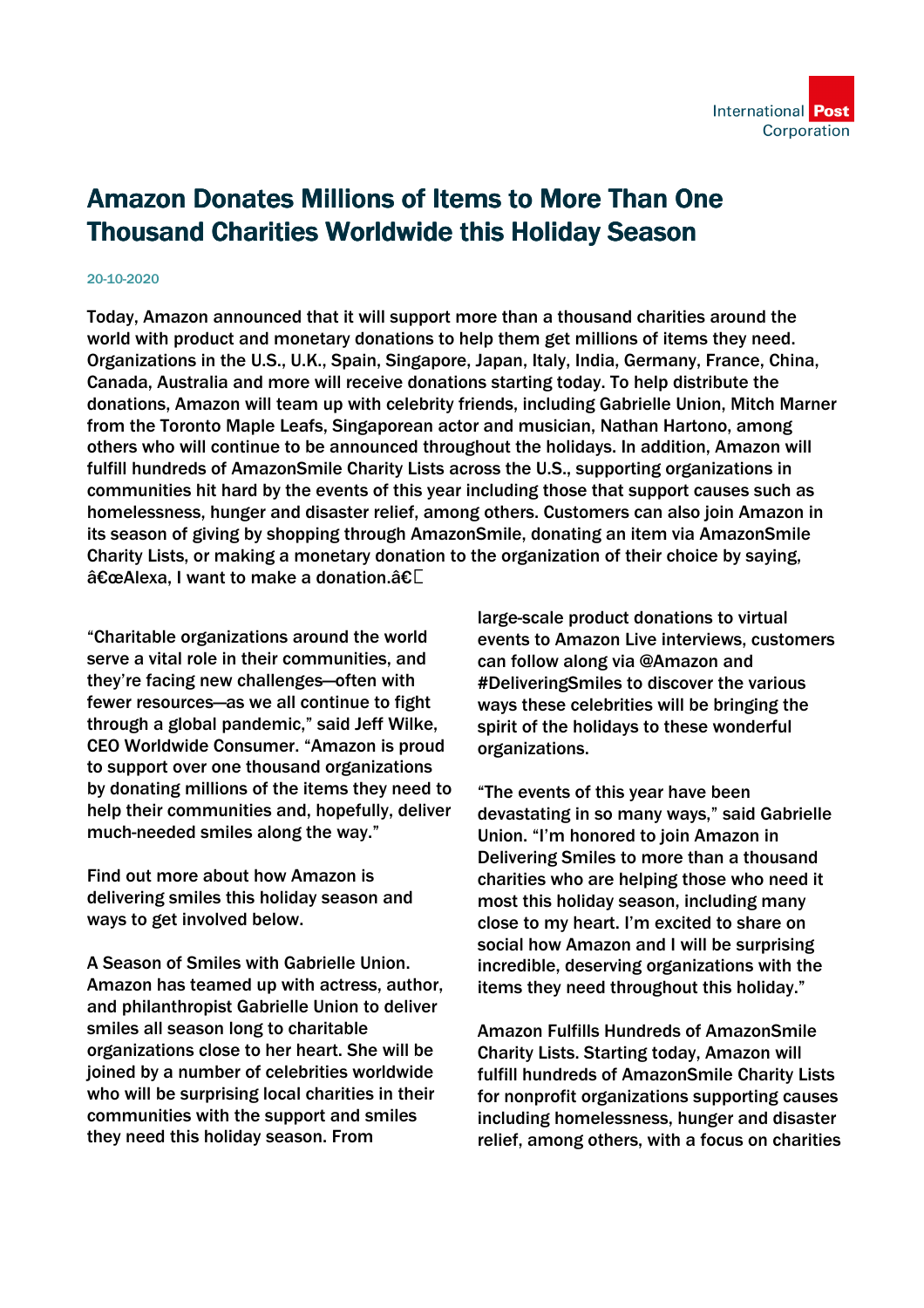# Amazon Donates Millions of Items to More Than One Thousand Charities Worldwide this Holiday Season

20-10-2020

Today, Amazon announced that it will support more than a thousand charities around the world with product and monetary donations to help them get millions of items they need. Organizations in the U.S., U.K., Spain, Singapore, Japan, Italy, India, Germany, France, China, Canada, Australia and more will receive donations starting today. To help distribute the donations, Amazon will team up with celebrity friends, including Gabrielle Union, Mitch Marner from the Toronto Maple Leafs, Singaporean actor and musician, Nathan Hartono, among others who will continue to be announced throughout the holidays. In addition, Amazon will fulfill hundreds of AmazonSmile Charity Lists across the U.S., supporting organizations in communities hit hard by the events of this year including those that support causes such as homelessness, hunger and disaster relief, among others. Customers can also join Amazon in its season of giving by shopping through AmazonSmile, donating an item via AmazonSmile Charity Lists, or making a monetary donation to the organization of their choice by saying, â€œAlexa, I want to make a donation.â€

“Charitable organizations around the world serve a vital role in their communities, and they're facing new challenges—often with fewer resources—as we all continue to fight through a global pandemic,” said Jeff Wilke, CEO Worldwide Consumer. “Amazon is proud to support over one thousand organizations by donating millions of the items they need to help their communities and, hopefully, deliver much-needed smiles along the way.”

Find out more about how Amazon is delivering smiles this holiday season and ways to get involved below.

A Season of Smiles with Gabrielle Union. Amazon has teamed up with actress, author, and philanthropist Gabrielle Union to deliver smiles all season long to charitable organizations close to her heart. She will be joined by a number of celebrities worldwide who will be surprising local charities in their communities with the support and smiles they need this holiday season. From large-scale product donations to virtual events to Amazon Live interviews, customers can follow along via @Amazon and #DeliveringSmiles to discover the various ways these celebrities will be bringing the spirit of the holidays to these wonderful organizations.

“The events of this year have been devastating in so many ways,” said Gabrielle Union. “I'm honored to join Amazon in Delivering Smiles to more than a thousand charities who are helping those who need it most this holiday season, including many close to my heart. I'm excited to share on social how Amazon and I will be surprising incredible, deserving organizations with the items they need throughout this holiday.”

Amazon Fulfills Hundreds of AmazonSmile Charity Lists. Starting today, Amazon will fulfill hundreds of AmazonSmile Charity Lists for nonprofit organizations supporting causes including homelessness, hunger and disaster relief, among others, with a focus on charities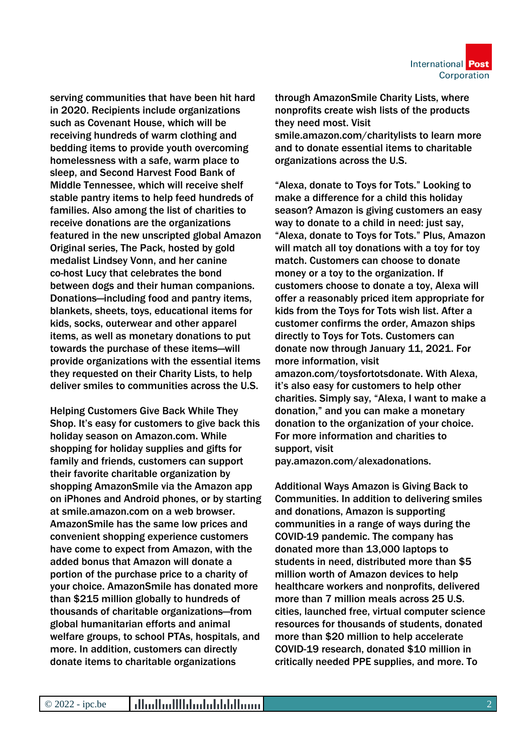serving communities that have been hit hard in 2020. Recipients include organizations such as Covenant House, which will be receiving hundreds of warm clothing and bedding items to provide youth overcoming homelessness with a safe, warm place to sleep, and Second Harvest Food Bank of Middle Tennessee, which will receive shelf stable pantry items to help feed hundreds of families. Also among the list of charities to receive donations are the organizations featured in the new unscripted global Amazon Original series, The Pack, hosted by gold medalist Lindsey Vonn, and her canine co-host Lucy that celebrates the bond between dogs and their human companions. Donations—including food and pantry items, blankets, sheets, toys, educational items for kids, socks, outerwear and other apparel items, as well as monetary donations to put towards the purchase of these items—will provide organizations with the essential items they requested on their Charity Lists, to help deliver smiles to communities across the U.S.

Helping Customers Give Back While They Shop. It's easy for customers to give back this holiday season on Amazon.com. While shopping for holiday supplies and gifts for family and friends, customers can support their favorite charitable organization by shopping AmazonSmile via the Amazon app on iPhones and Android phones, or by starting at smile.amazon.com on a web browser. AmazonSmile has the same low prices and convenient shopping experience customers have come to expect from Amazon, with the added bonus that Amazon will donate a portion of the purchase price to a charity of your choice. AmazonSmile has donated more than $215 million globally to hundreds of thousands of charitable organizations—from global humanitarian efforts and animal welfare groups, to school PTAs, hospitals, and more. In addition, customers can directly donate items to charitable organizations through AmazonSmile Charity Lists, where nonprofits create wish lists of the products they need most. Visit smile.amazon.com/charitylists to learn more and to donate essential items to charitable organizations across the U.S.

"Alexa, donate to Toys for Tots." Looking to make a difference for a child this holiday season? Amazon is giving customers an easy way to donate to a child in need: just say, "Alexa, donate to Toys for Tots." Plus, Amazon will match all toy donations with a toy for toy match. Customers can choose to donate money or a toy to the organization. If customers choose to donate a toy, Alexa will offer a reasonably priced item appropriate for kids from the Toys for Tots wish list. After a customer confirms the order, Amazon ships directly to Toys for Tots. Customers can donate now through January 11, 2021. For more information, visit amazon.com/toysfortotsdonate. With Alexa, it's also easy for customers to help other charities. Simply say, "Alexa, I want to make a donation," and you can make a monetary donation to the organization of your choice. For more information and charities to support, visit pay.amazon.com/alexadonations.

Additional Ways Amazon is Giving Back to Communities. In addition to delivering smiles and donations, Amazon is supporting communities in a range of ways during the COVID-19 pandemic. The company has donated more than 13,000 laptops to students in need, distributed more than $5 million worth of Amazon devices to help healthcare workers and nonprofits, delivered more than 7 million meals across 25 U.S. cities, launched free, virtual computer science resources for thousands of students, donated more than $20 million to help accelerate COVID-19 research, donated $10 million in critically needed PPE supplies, and more. To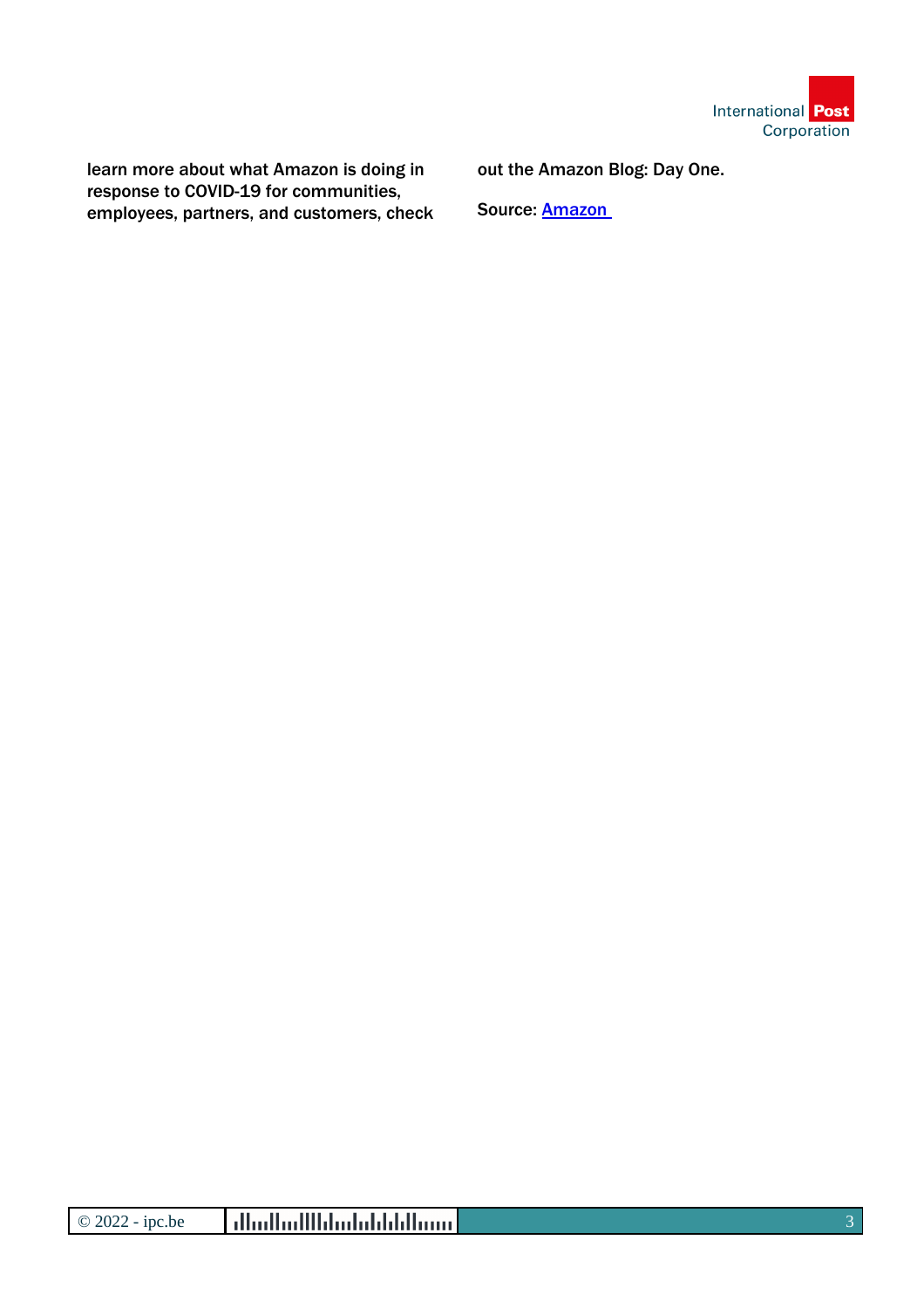learn more about what Amazon is doing in response to COVID-19 for communities, employees, partners, and customers, check out the Amazon Blog: Day One.

Source: [Amazon](#)